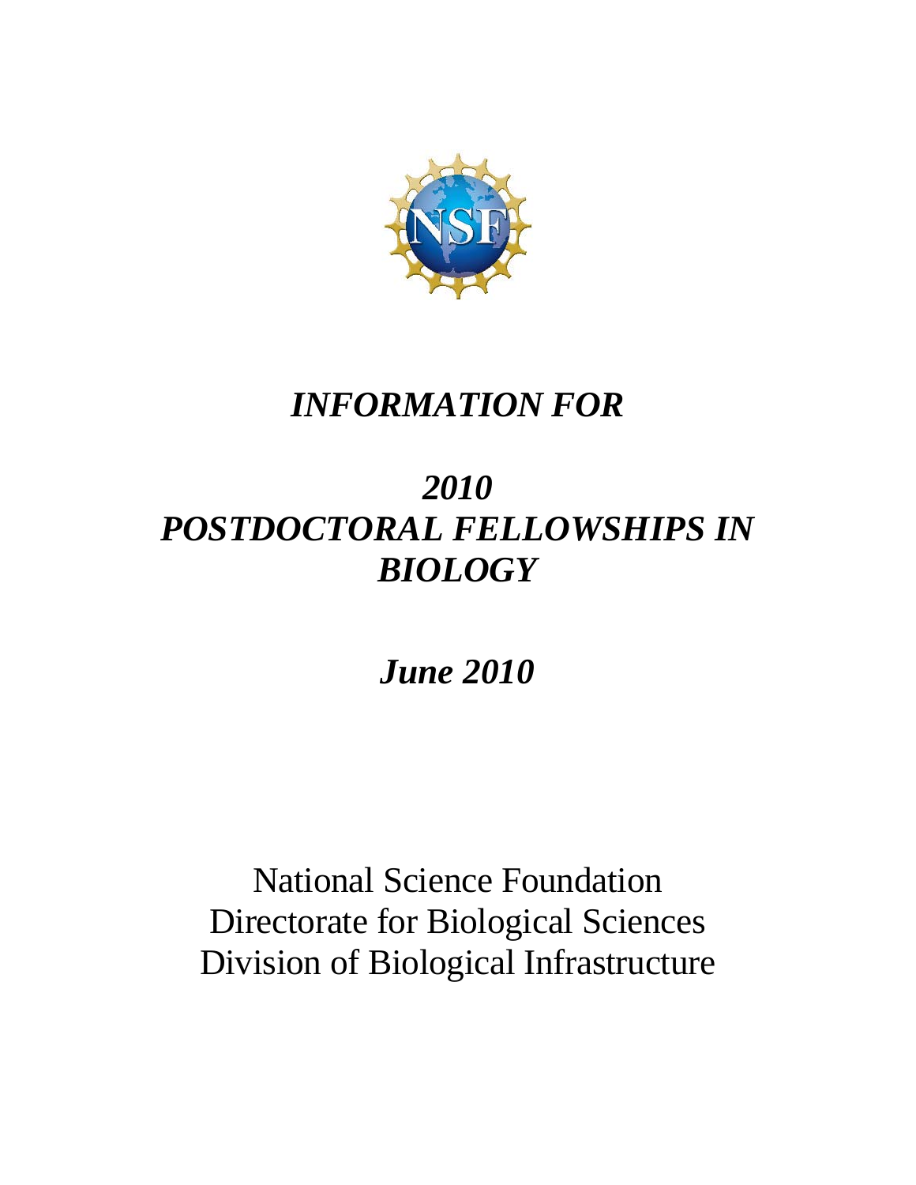# *INFORMATION FOR*

# *2010 POSTDOCTORAL FELLOWSHIPS IN BIOLOGY*

## *June 2010*

National Science Foundation
Directorate for Biological Sciences
Division of Biological Infrastructure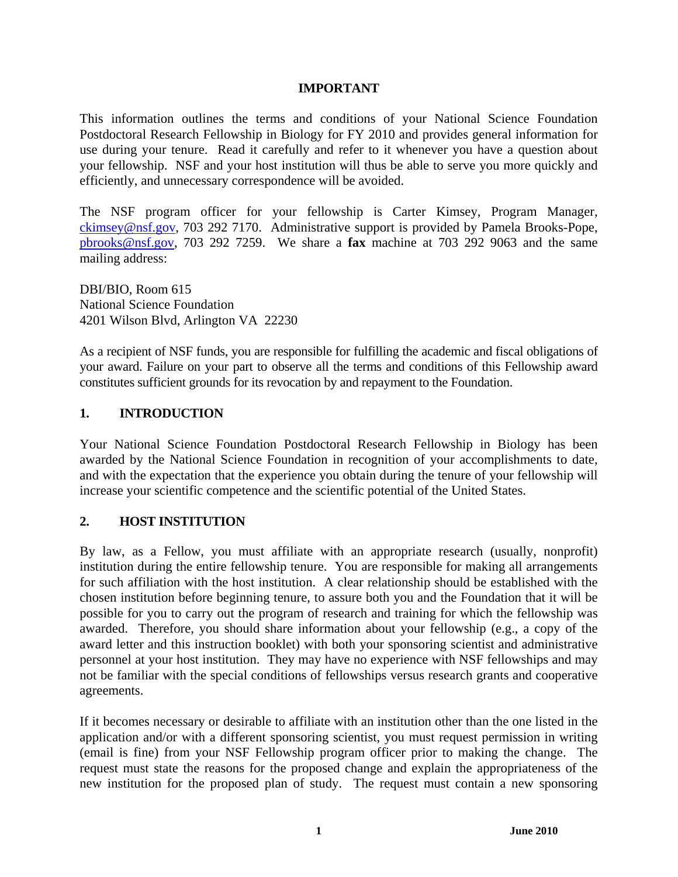**IMPORTANT**

This information outlines the terms and conditions of your National Science Foundation Postdoctoral Research Fellowship in Biology for FY 2010 and provides general information for use during your tenure. Read it carefully and refer to it whenever you have a question about your fellowship. NSF and your host institution will thus be able to serve you more quickly and efficiently, and unnecessary correspondence will be avoided.

The NSF program officer for your fellowship is Carter Kimsey, Program Manager, ckimsey@nsf.gov, 703 292 7170. Administrative support is provided by Pamela Brooks-Pope, pbrooks@nsf.gov, 703 292 7259. We share a **fax** machine at 703 292 9063 and the same mailing address:

DBI/BIO, Room 615
National Science Foundation
4201 Wilson Blvd, Arlington VA 22230

As a recipient of NSF funds, you are responsible for fulfilling the academic and fiscal obligations of your award. Failure on your part to observe all the terms and conditions of this Fellowship award constitutes sufficient grounds for its revocation by and repayment to the Foundation.

## 1. INTRODUCTION

Your National Science Foundation Postdoctoral Research Fellowship in Biology has been awarded by the National Science Foundation in recognition of your accomplishments to date, and with the expectation that the experience you obtain during the tenure of your fellowship will increase your scientific competence and the scientific potential of the United States.

## 2. HOST INSTITUTION

By law, as a Fellow, you must affiliate with an appropriate research (usually, nonprofit) institution during the entire fellowship tenure. You are responsible for making all arrangements for such affiliation with the host institution. A clear relationship should be established with the chosen institution before beginning tenure, to assure both you and the Foundation that it will be possible for you to carry out the program of research and training for which the fellowship was awarded. Therefore, you should share information about your fellowship (e.g., a copy of the award letter and this instruction booklet) with both your sponsoring scientist and administrative personnel at your host institution. They may have no experience with NSF fellowships and may not be familiar with the special conditions of fellowships versus research grants and cooperative agreements.

If it becomes necessary or desirable to affiliate with an institution other than the one listed in the application and/or with a different sponsoring scientist, you must request permission in writing (email is fine) from your NSF Fellowship program officer prior to making the change. The request must state the reasons for the proposed change and explain the appropriateness of the new institution for the proposed plan of study. The request must contain a new sponsoring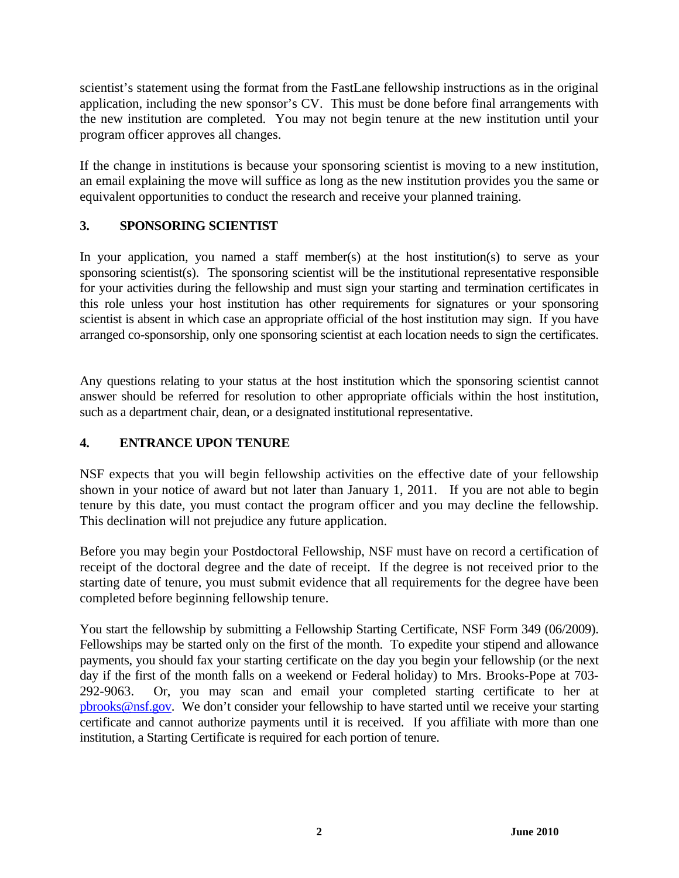scientist's statement using the format from the FastLane fellowship instructions as in the original application, including the new sponsor's CV. This must be done before final arrangements with the new institution are completed. You may not begin tenure at the new institution until your program officer approves all changes.

If the change in institutions is because your sponsoring scientist is moving to a new institution, an email explaining the move will suffice as long as the new institution provides you the same or equivalent opportunities to conduct the research and receive your planned training.

## 3. SPONSORING SCIENTIST

In your application, you named a staff member(s) at the host institution(s) to serve as your sponsoring scientist(s). The sponsoring scientist will be the institutional representative responsible for your activities during the fellowship and must sign your starting and termination certificates in this role unless your host institution has other requirements for signatures or your sponsoring scientist is absent in which case an appropriate official of the host institution may sign. If you have arranged co-sponsorship, only one sponsoring scientist at each location needs to sign the certificates.

Any questions relating to your status at the host institution which the sponsoring scientist cannot answer should be referred for resolution to other appropriate officials within the host institution, such as a department chair, dean, or a designated institutional representative.

## 4. ENTRANCE UPON TENURE

NSF expects that you will begin fellowship activities on the effective date of your fellowship shown in your notice of award but not later than January 1, 2011. If you are not able to begin tenure by this date, you must contact the program officer and you may decline the fellowship. This declination will not prejudice any future application.

Before you may begin your Postdoctoral Fellowship, NSF must have on record a certification of receipt of the doctoral degree and the date of receipt. If the degree is not received prior to the starting date of tenure, you must submit evidence that all requirements for the degree have been completed before beginning fellowship tenure.

You start the fellowship by submitting a Fellowship Starting Certificate, NSF Form 349 (06/2009). Fellowships may be started only on the first of the month. To expedite your stipend and allowance payments, you should fax your starting certificate on the day you begin your fellowship (or the next day if the first of the month falls on a weekend or Federal holiday) to Mrs. Brooks-Pope at 703-292-9063. Or, you may scan and email your completed starting certificate to her at pbrooks@nsf.gov. We don't consider your fellowship to have started until we receive your starting certificate and cannot authorize payments until it is received. If you affiliate with more than one institution, a Starting Certificate is required for each portion of tenure.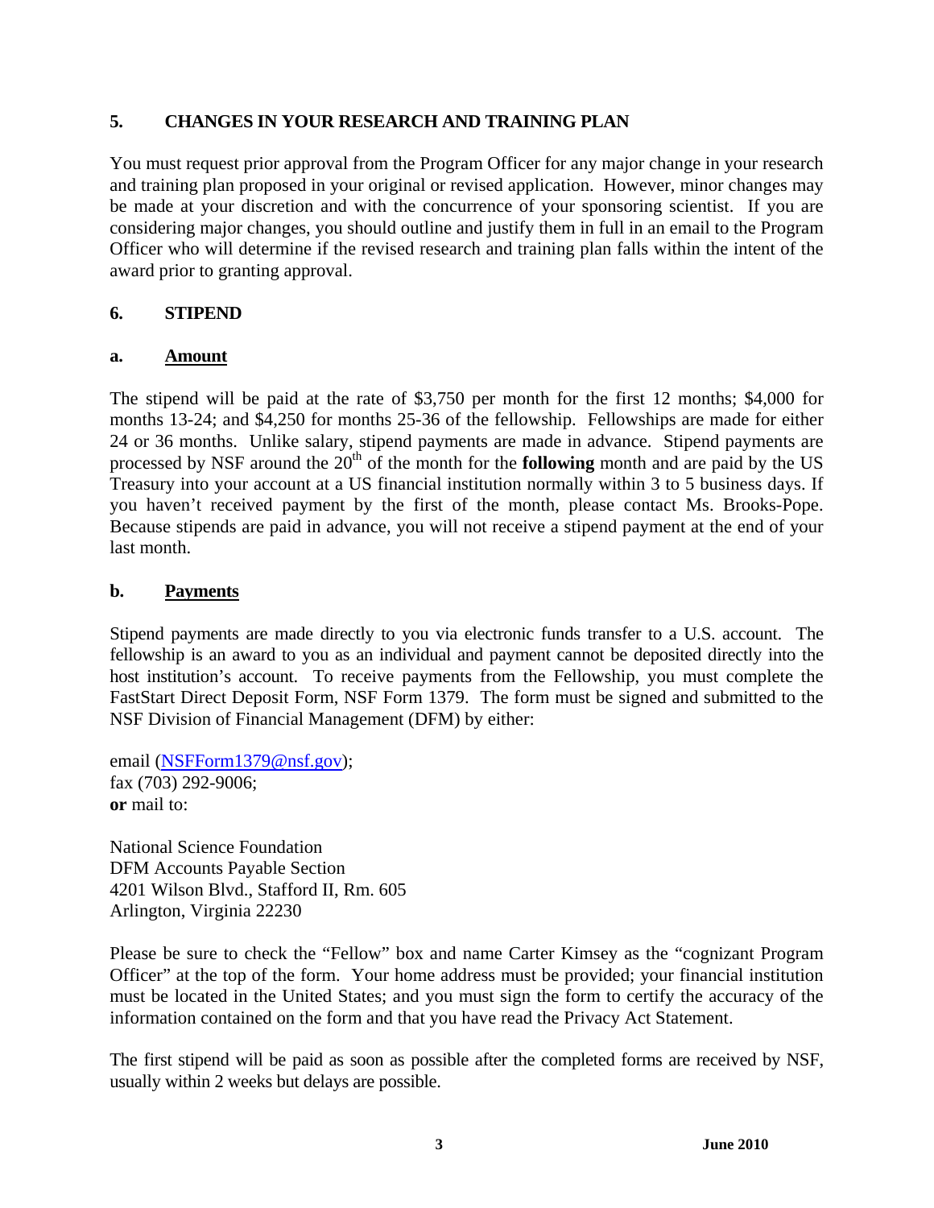## 5. CHANGES IN YOUR RESEARCH AND TRAINING PLAN

You must request prior approval from the Program Officer for any major change in your research and training plan proposed in your original or revised application. However, minor changes may be made at your discretion and with the concurrence of your sponsoring scientist. If you are considering major changes, you should outline and justify them in full in an email to the Program Officer who will determine if the revised research and training plan falls within the intent of the award prior to granting approval.

## 6. STIPEND

### a. <u>Amount</u>

The stipend will be paid at the rate of $3,750 per month for the first 12 months; $4,000 for months 13-24; and $4,250 for months 25-36 of the fellowship. Fellowships are made for either 24 or 36 months. Unlike salary, stipend payments are made in advance. Stipend payments are processed by NSF around the 20th of the month for the **following** month and are paid by the US Treasury into your account at a US financial institution normally within 3 to 5 business days. If you haven't received payment by the first of the month, please contact Ms. Brooks-Pope. Because stipends are paid in advance, you will not receive a stipend payment at the end of your last month.

### b. <u>Payments</u>

Stipend payments are made directly to you via electronic funds transfer to a U.S. account. The fellowship is an award to you as an individual and payment cannot be deposited directly into the host institution's account. To receive payments from the Fellowship, you must complete the FastStart Direct Deposit Form, NSF Form 1379. The form must be signed and submitted to the NSF Division of Financial Management (DFM) by either:

email (NSFForm1379@nsf.gov);
fax (703) 292-9006;
**or** mail to:

National Science Foundation
DFM Accounts Payable Section
4201 Wilson Blvd., Stafford II, Rm. 605
Arlington, Virginia 22230

Please be sure to check the "Fellow" box and name Carter Kimsey as the "cognizant Program Officer" at the top of the form. Your home address must be provided; your financial institution must be located in the United States; and you must sign the form to certify the accuracy of the information contained on the form and that you have read the Privacy Act Statement.

The first stipend will be paid as soon as possible after the completed forms are received by NSF, usually within 2 weeks but delays are possible.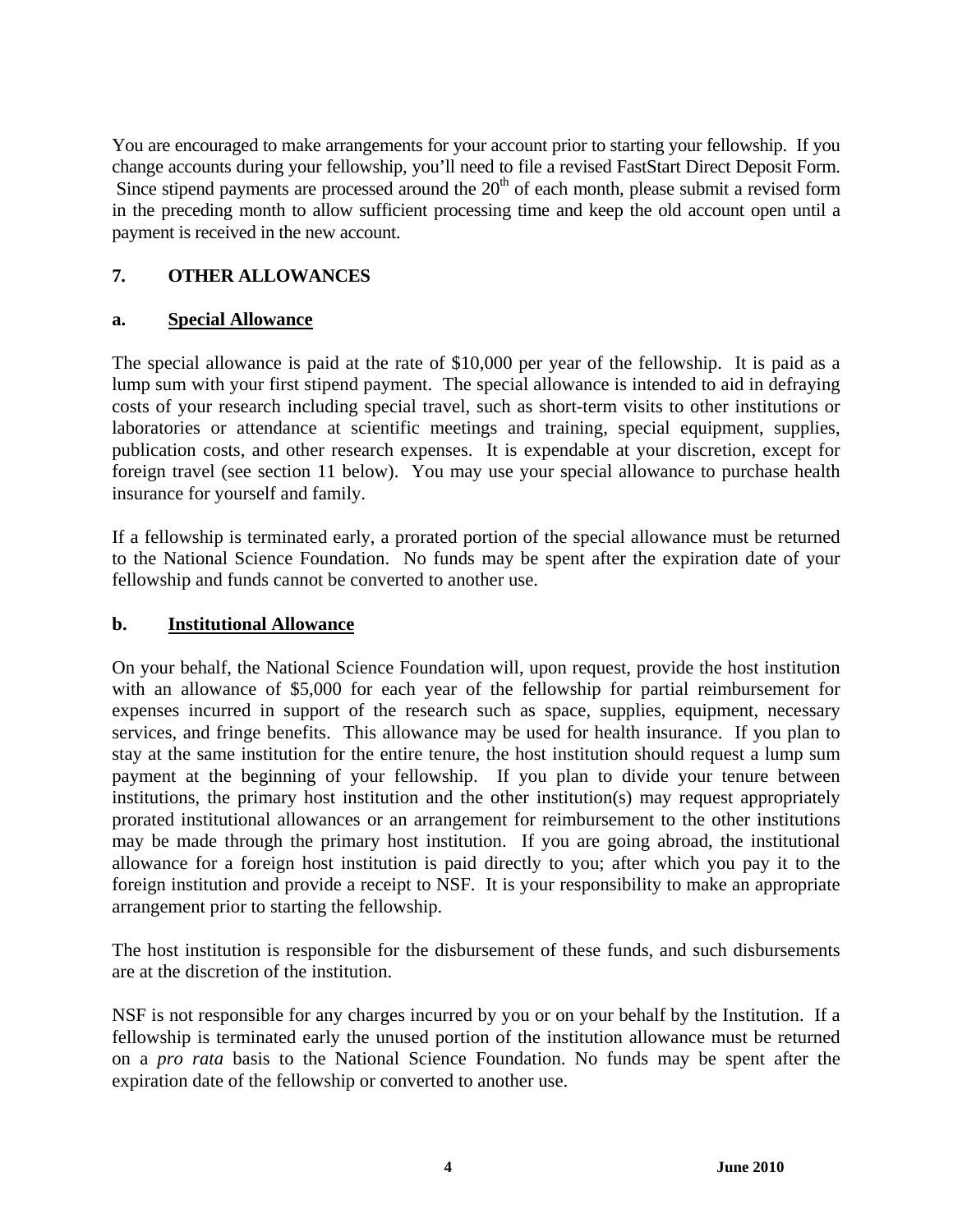You are encouraged to make arrangements for your account prior to starting your fellowship. If you change accounts during your fellowship, you'll need to file a revised FastStart Direct Deposit Form. Since stipend payments are processed around the $20^{th}$ of each month, please submit a revised form in the preceding month to allow sufficient processing time and keep the old account open until a payment is received in the new account.

## 7. OTHER ALLOWANCES

### a. Special Allowance

The special allowance is paid at the rate of $10,000 per year of the fellowship. It is paid as a lump sum with your first stipend payment. The special allowance is intended to aid in defraying costs of your research including special travel, such as short-term visits to other institutions or laboratories or attendance at scientific meetings and training, special equipment, supplies, publication costs, and other research expenses. It is expendable at your discretion, except for foreign travel (see section 11 below). You may use your special allowance to purchase health insurance for yourself and family.

If a fellowship is terminated early, a prorated portion of the special allowance must be returned to the National Science Foundation. No funds may be spent after the expiration date of your fellowship and funds cannot be converted to another use.

### b. Institutional Allowance

On your behalf, the National Science Foundation will, upon request, provide the host institution with an allowance of $5,000 for each year of the fellowship for partial reimbursement for expenses incurred in support of the research such as space, supplies, equipment, necessary services, and fringe benefits. This allowance may be used for health insurance. If you plan to stay at the same institution for the entire tenure, the host institution should request a lump sum payment at the beginning of your fellowship. If you plan to divide your tenure between institutions, the primary host institution and the other institution(s) may request appropriately prorated institutional allowances or an arrangement for reimbursement to the other institutions may be made through the primary host institution. If you are going abroad, the institutional allowance for a foreign host institution is paid directly to you; after which you pay it to the foreign institution and provide a receipt to NSF. It is your responsibility to make an appropriate arrangement prior to starting the fellowship.

The host institution is responsible for the disbursement of these funds, and such disbursements are at the discretion of the institution.

NSF is not responsible for any charges incurred by you or on your behalf by the Institution. If a fellowship is terminated early the unused portion of the institution allowance must be returned on a *pro rata* basis to the National Science Foundation. No funds may be spent after the expiration date of the fellowship or converted to another use.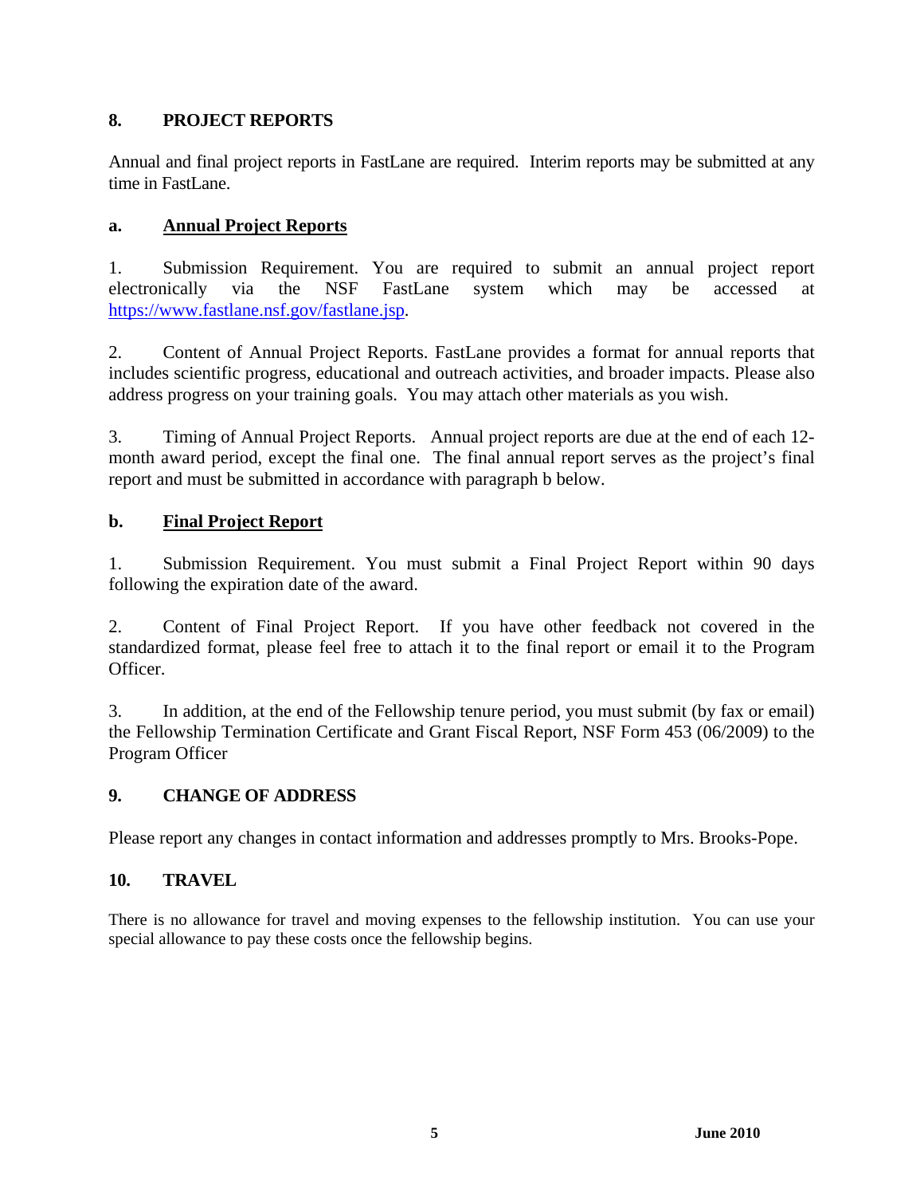## 8. PROJECT REPORTS

Annual and final project reports in FastLane are required. Interim reports may be submitted at any time in FastLane.

### a. Annual Project Reports

1. Submission Requirement. You are required to submit an annual project report electronically via the NSF FastLane system which may be accessed at https://www.fastlane.nsf.gov/fastlane.jsp.

2. Content of Annual Project Reports. FastLane provides a format for annual reports that includes scientific progress, educational and outreach activities, and broader impacts. Please also address progress on your training goals. You may attach other materials as you wish.

3. Timing of Annual Project Reports. Annual project reports are due at the end of each 12-month award period, except the final one. The final annual report serves as the project's final report and must be submitted in accordance with paragraph b below.

### b. Final Project Report

1. Submission Requirement. You must submit a Final Project Report within 90 days following the expiration date of the award.

2. Content of Final Project Report. If you have other feedback not covered in the standardized format, please feel free to attach it to the final report or email it to the Program Officer.

3. In addition, at the end of the Fellowship tenure period, you must submit (by fax or email) the Fellowship Termination Certificate and Grant Fiscal Report, NSF Form 453 (06/2009) to the Program Officer

## 9. CHANGE OF ADDRESS

Please report any changes in contact information and addresses promptly to Mrs. Brooks-Pope.

## 10. TRAVEL

There is no allowance for travel and moving expenses to the fellowship institution. You can use your special allowance to pay these costs once the fellowship begins.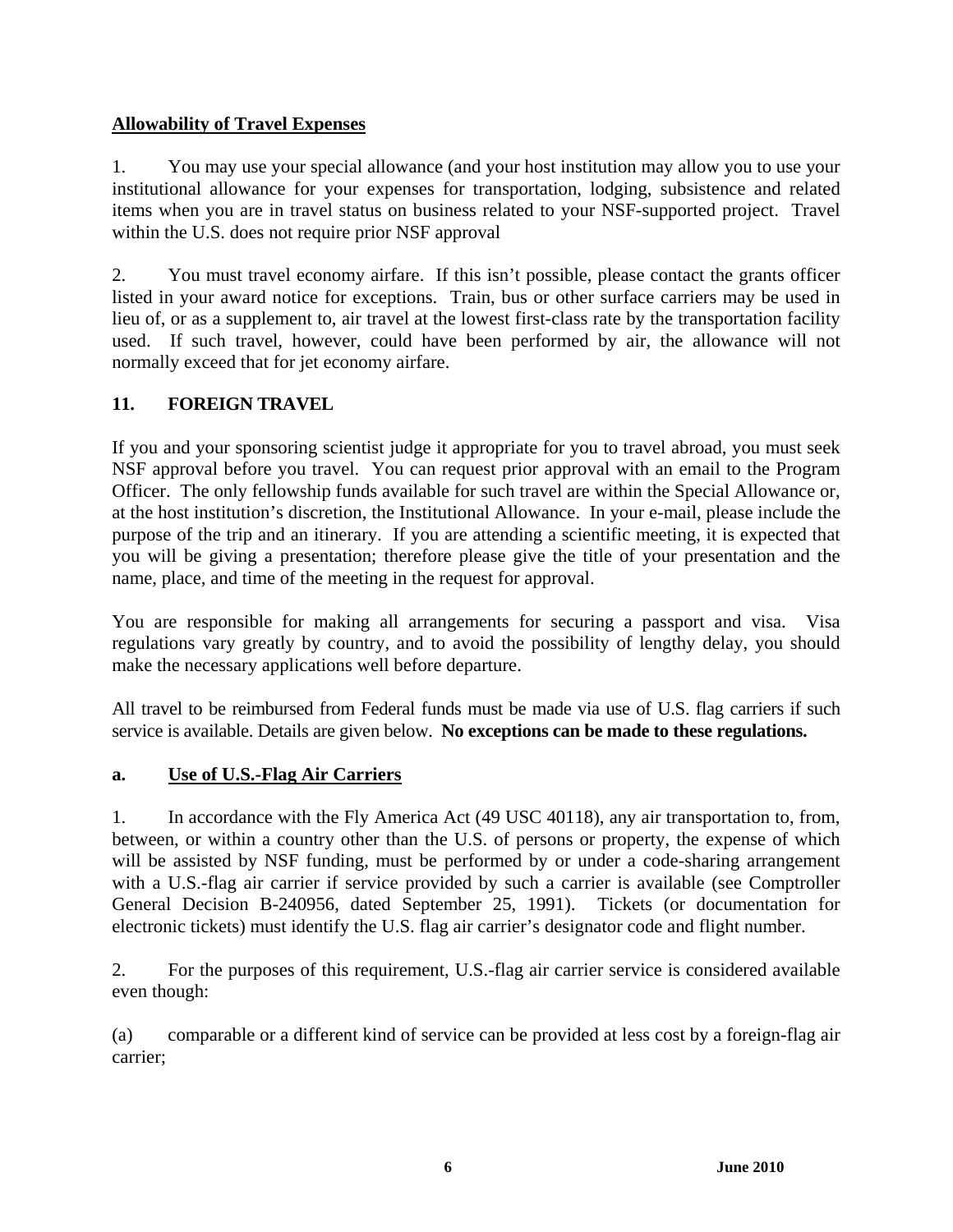**Allowability of Travel Expenses**

1. You may use your special allowance (and your host institution may allow you to use your institutional allowance for your expenses for transportation, lodging, subsistence and related items when you are in travel status on business related to your NSF-supported project. Travel within the U.S. does not require prior NSF approval

2. You must travel economy airfare. If this isn't possible, please contact the grants officer listed in your award notice for exceptions. Train, bus or other surface carriers may be used in lieu of, or as a supplement to, air travel at the lowest first-class rate by the transportation facility used. If such travel, however, could have been performed by air, the allowance will not normally exceed that for jet economy airfare.

## 11. FOREIGN TRAVEL

If you and your sponsoring scientist judge it appropriate for you to travel abroad, you must seek NSF approval before you travel. You can request prior approval with an email to the Program Officer. The only fellowship funds available for such travel are within the Special Allowance or, at the host institution's discretion, the Institutional Allowance. In your e-mail, please include the purpose of the trip and an itinerary. If you are attending a scientific meeting, it is expected that you will be giving a presentation; therefore please give the title of your presentation and the name, place, and time of the meeting in the request for approval.

You are responsible for making all arrangements for securing a passport and visa. Visa regulations vary greatly by country, and to avoid the possibility of lengthy delay, you should make the necessary applications well before departure.

All travel to be reimbursed from Federal funds must be made via use of U.S. flag carriers if such service is available. Details are given below. **No exceptions can be made to these regulations.**

### a. Use of U.S.-Flag Air Carriers

1. In accordance with the Fly America Act (49 USC 40118), any air transportation to, from, between, or within a country other than the U.S. of persons or property, the expense of which will be assisted by NSF funding, must be performed by or under a code-sharing arrangement with a U.S.-flag air carrier if service provided by such a carrier is available (see Comptroller General Decision B-240956, dated September 25, 1991). Tickets (or documentation for electronic tickets) must identify the U.S. flag air carrier's designator code and flight number.

2. For the purposes of this requirement, U.S.-flag air carrier service is considered available even though:

(a) comparable or a different kind of service can be provided at less cost by a foreign-flag air carrier;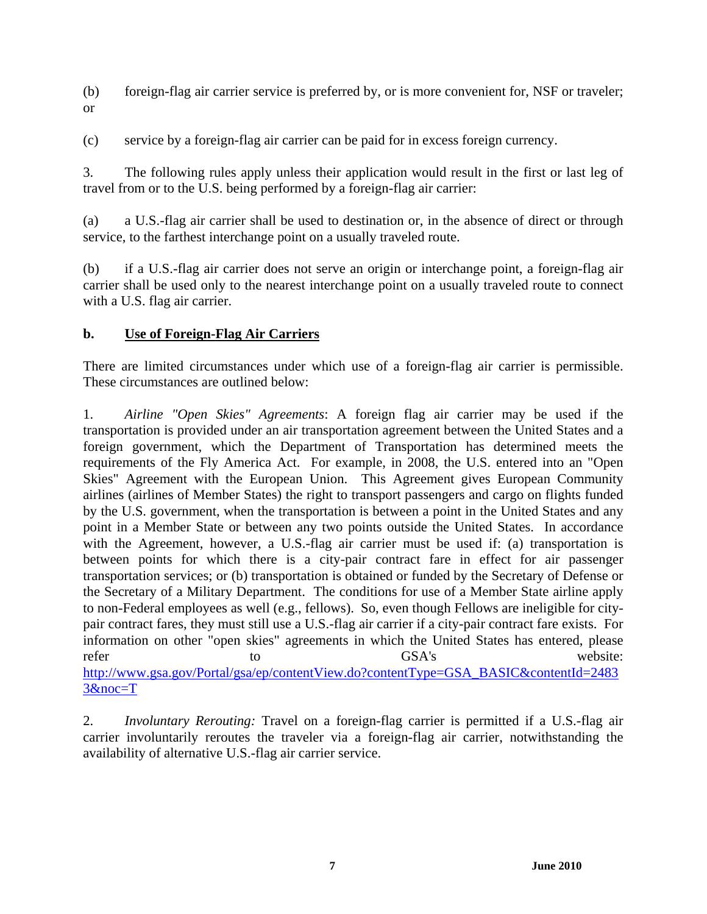(b) foreign-flag air carrier service is preferred by, or is more convenient for, NSF or traveler; or

(c) service by a foreign-flag air carrier can be paid for in excess foreign currency.

3. The following rules apply unless their application would result in the first or last leg of travel from or to the U.S. being performed by a foreign-flag air carrier:

(a) a U.S.-flag air carrier shall be used to destination or, in the absence of direct or through service, to the farthest interchange point on a usually traveled route.

(b) if a U.S.-flag air carrier does not serve an origin or interchange point, a foreign-flag air carrier shall be used only to the nearest interchange point on a usually traveled route to connect with a U.S. flag air carrier.

**b. Use of Foreign-Flag Air Carriers**

There are limited circumstances under which use of a foreign-flag air carrier is permissible. These circumstances are outlined below:

1. *Airline "Open Skies" Agreements*: A foreign flag air carrier may be used if the transportation is provided under an air transportation agreement between the United States and a foreign government, which the Department of Transportation has determined meets the requirements of the Fly America Act. For example, in 2008, the U.S. entered into an "Open Skies" Agreement with the European Union. This Agreement gives European Community airlines (airlines of Member States) the right to transport passengers and cargo on flights funded by the U.S. government, when the transportation is between a point in the United States and any point in a Member State or between any two points outside the United States. In accordance with the Agreement, however, a U.S.-flag air carrier must be used if: (a) transportation is between points for which there is a city-pair contract fare in effect for air passenger transportation services; or (b) transportation is obtained or funded by the Secretary of Defense or the Secretary of a Military Department. The conditions for use of a Member State airline apply to non-Federal employees as well (e.g., fellows). So, even though Fellows are ineligible for city-pair contract fares, they must still use a U.S.-flag air carrier if a city-pair contract fare exists. For information on other "open skies" agreements in which the United States has entered, please refer to GSA's website: http://www.gsa.gov/Portal/gsa/ep/contentView.do?contentType=GSA_BASIC&contentId=24833&noc=T

2. *Involuntary Rerouting:* Travel on a foreign-flag carrier is permitted if a U.S.-flag air carrier involuntarily reroutes the traveler via a foreign-flag air carrier, notwithstanding the availability of alternative U.S.-flag air carrier service.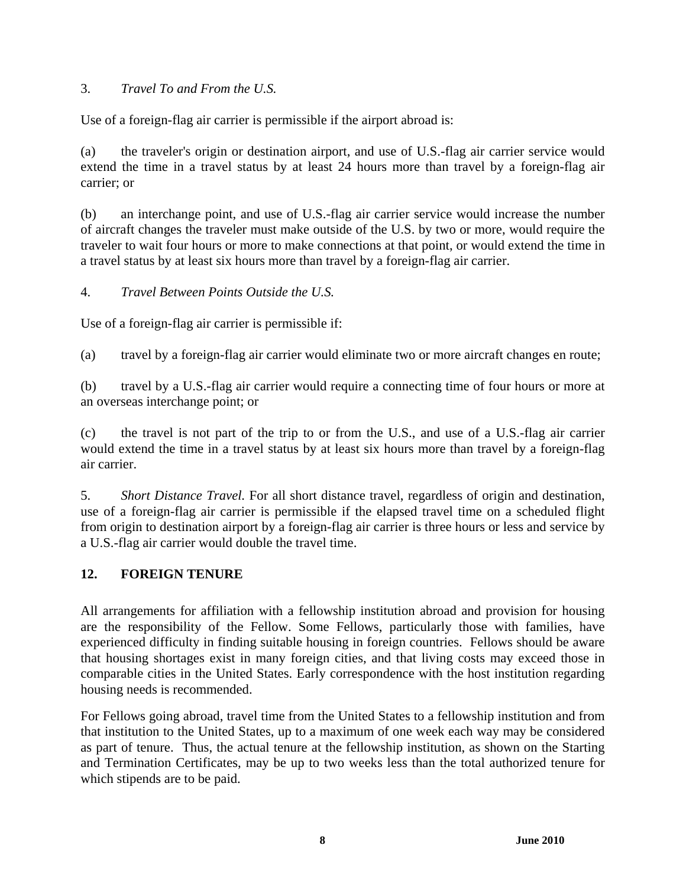3. *Travel To and From the U.S.*

Use of a foreign-flag air carrier is permissible if the airport abroad is:

(a) the traveler's origin or destination airport, and use of U.S.-flag air carrier service would extend the time in a travel status by at least 24 hours more than travel by a foreign-flag air carrier; or

(b) an interchange point, and use of U.S.-flag air carrier service would increase the number of aircraft changes the traveler must make outside of the U.S. by two or more, would require the traveler to wait four hours or more to make connections at that point, or would extend the time in a travel status by at least six hours more than travel by a foreign-flag air carrier.

4. *Travel Between Points Outside the U.S.*

Use of a foreign-flag air carrier is permissible if:

(a) travel by a foreign-flag air carrier would eliminate two or more aircraft changes en route;

(b) travel by a U.S.-flag air carrier would require a connecting time of four hours or more at an overseas interchange point; or

(c) the travel is not part of the trip to or from the U.S., and use of a U.S.-flag air carrier would extend the time in a travel status by at least six hours more than travel by a foreign-flag air carrier.

5. *Short Distance Travel.* For all short distance travel, regardless of origin and destination, use of a foreign-flag air carrier is permissible if the elapsed travel time on a scheduled flight from origin to destination airport by a foreign-flag air carrier is three hours or less and service by a U.S.-flag air carrier would double the travel time.

## 12. FOREIGN TENURE

All arrangements for affiliation with a fellowship institution abroad and provision for housing are the responsibility of the Fellow. Some Fellows, particularly those with families, have experienced difficulty in finding suitable housing in foreign countries. Fellows should be aware that housing shortages exist in many foreign cities, and that living costs may exceed those in comparable cities in the United States. Early correspondence with the host institution regarding housing needs is recommended.

For Fellows going abroad, travel time from the United States to a fellowship institution and from that institution to the United States, up to a maximum of one week each way may be considered as part of tenure. Thus, the actual tenure at the fellowship institution, as shown on the Starting and Termination Certificates, may be up to two weeks less than the total authorized tenure for which stipends are to be paid.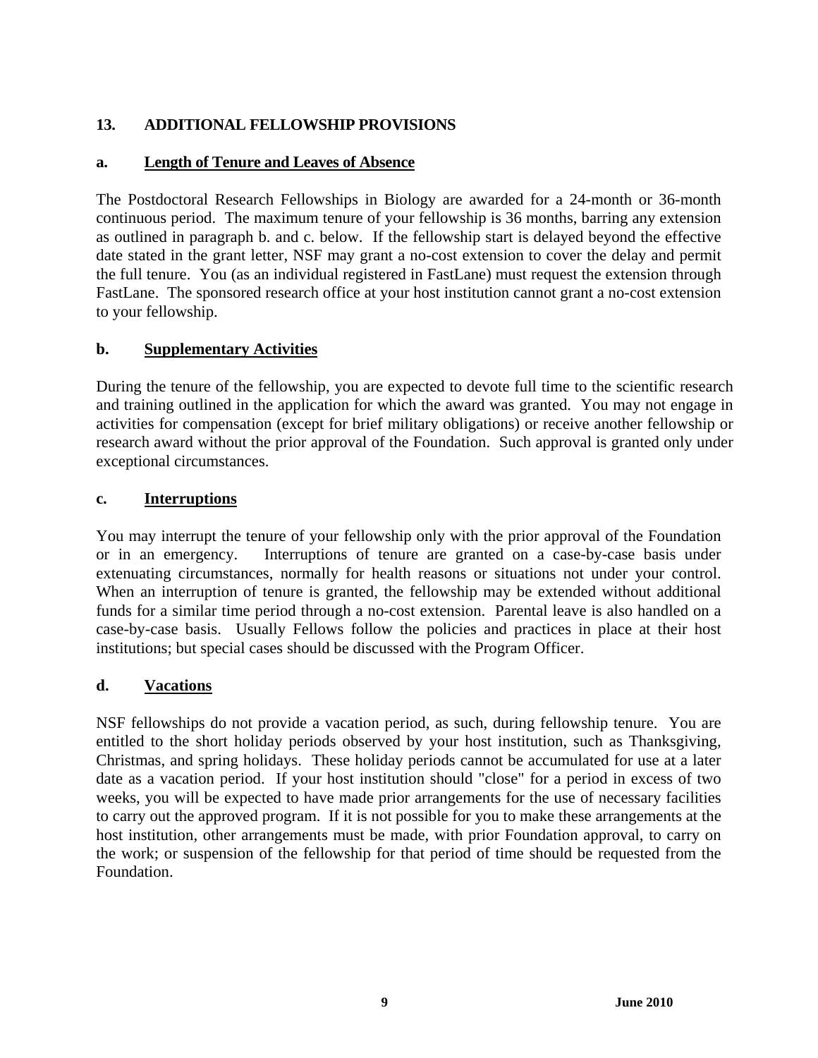## 13. ADDITIONAL FELLOWSHIP PROVISIONS

### a. Length of Tenure and Leaves of Absence

The Postdoctoral Research Fellowships in Biology are awarded for a 24-month or 36-month continuous period. The maximum tenure of your fellowship is 36 months, barring any extension as outlined in paragraph b. and c. below. If the fellowship start is delayed beyond the effective date stated in the grant letter, NSF may grant a no-cost extension to cover the delay and permit the full tenure. You (as an individual registered in FastLane) must request the extension through FastLane. The sponsored research office at your host institution cannot grant a no-cost extension to your fellowship.

### b. Supplementary Activities

During the tenure of the fellowship, you are expected to devote full time to the scientific research and training outlined in the application for which the award was granted. You may not engage in activities for compensation (except for brief military obligations) or receive another fellowship or research award without the prior approval of the Foundation. Such approval is granted only under exceptional circumstances.

### c. Interruptions

You may interrupt the tenure of your fellowship only with the prior approval of the Foundation or in an emergency. Interruptions of tenure are granted on a case-by-case basis under extenuating circumstances, normally for health reasons or situations not under your control. When an interruption of tenure is granted, the fellowship may be extended without additional funds for a similar time period through a no-cost extension. Parental leave is also handled on a case-by-case basis. Usually Fellows follow the policies and practices in place at their host institutions; but special cases should be discussed with the Program Officer.

### d. Vacations

NSF fellowships do not provide a vacation period, as such, during fellowship tenure. You are entitled to the short holiday periods observed by your host institution, such as Thanksgiving, Christmas, and spring holidays. These holiday periods cannot be accumulated for use at a later date as a vacation period. If your host institution should "close" for a period in excess of two weeks, you will be expected to have made prior arrangements for the use of necessary facilities to carry out the approved program. If it is not possible for you to make these arrangements at the host institution, other arrangements must be made, with prior Foundation approval, to carry on the work; or suspension of the fellowship for that period of time should be requested from the Foundation.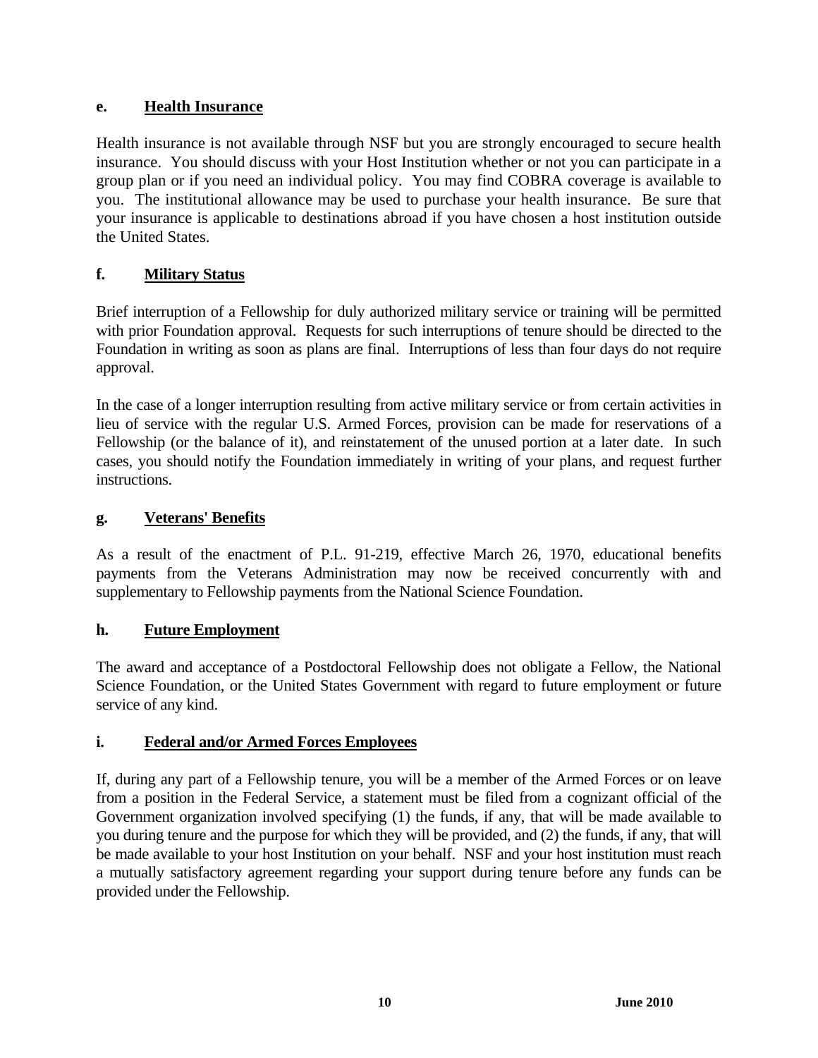### e. Health Insurance

Health insurance is not available through NSF but you are strongly encouraged to secure health insurance. You should discuss with your Host Institution whether or not you can participate in a group plan or if you need an individual policy. You may find COBRA coverage is available to you. The institutional allowance may be used to purchase your health insurance. Be sure that your insurance is applicable to destinations abroad if you have chosen a host institution outside the United States.

### f. Military Status

Brief interruption of a Fellowship for duly authorized military service or training will be permitted with prior Foundation approval. Requests for such interruptions of tenure should be directed to the Foundation in writing as soon as plans are final. Interruptions of less than four days do not require approval.

In the case of a longer interruption resulting from active military service or from certain activities in lieu of service with the regular U.S. Armed Forces, provision can be made for reservations of a Fellowship (or the balance of it), and reinstatement of the unused portion at a later date. In such cases, you should notify the Foundation immediately in writing of your plans, and request further instructions.

### g. Veterans' Benefits

As a result of the enactment of P.L. 91-219, effective March 26, 1970, educational benefits payments from the Veterans Administration may now be received concurrently with and supplementary to Fellowship payments from the National Science Foundation.

### h. Future Employment

The award and acceptance of a Postdoctoral Fellowship does not obligate a Fellow, the National Science Foundation, or the United States Government with regard to future employment or future service of any kind.

### i. Federal and/or Armed Forces Employees

If, during any part of a Fellowship tenure, you will be a member of the Armed Forces or on leave from a position in the Federal Service, a statement must be filed from a cognizant official of the Government organization involved specifying (1) the funds, if any, that will be made available to you during tenure and the purpose for which they will be provided, and (2) the funds, if any, that will be made available to your host Institution on your behalf. NSF and your host institution must reach a mutually satisfactory agreement regarding your support during tenure before any funds can be provided under the Fellowship.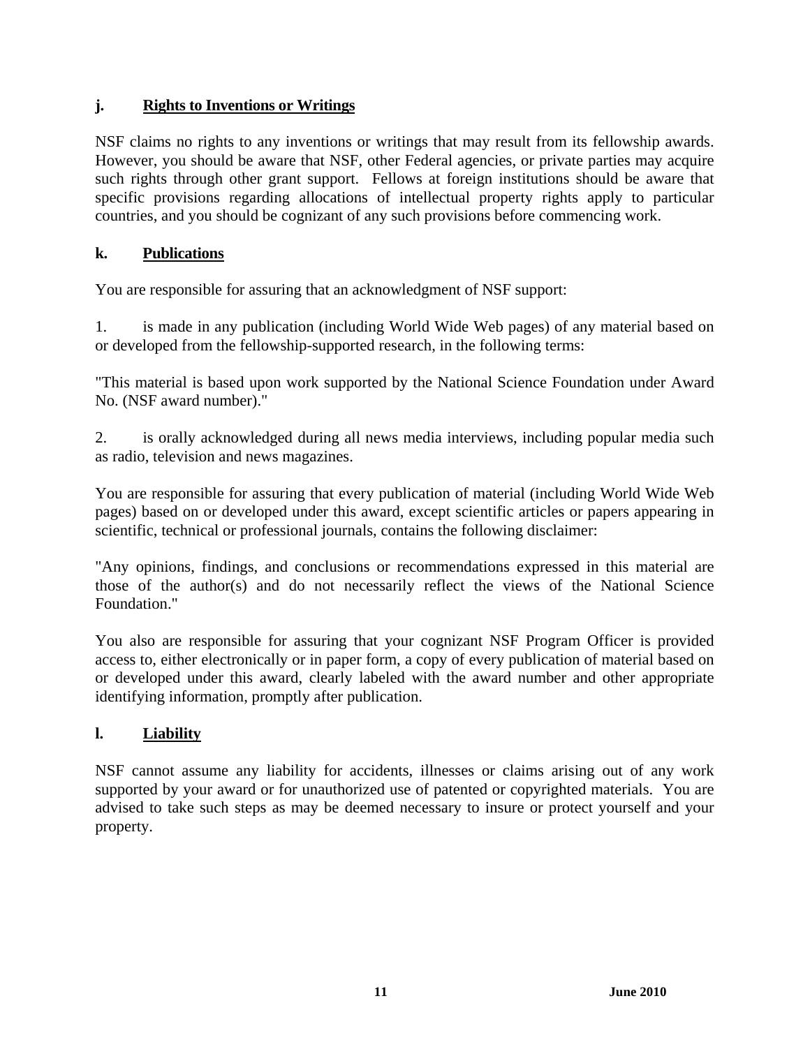### j. Rights to Inventions or Writings

NSF claims no rights to any inventions or writings that may result from its fellowship awards. However, you should be aware that NSF, other Federal agencies, or private parties may acquire such rights through other grant support. Fellows at foreign institutions should be aware that specific provisions regarding allocations of intellectual property rights apply to particular countries, and you should be cognizant of any such provisions before commencing work.

### k. Publications

You are responsible for assuring that an acknowledgment of NSF support:

1. is made in any publication (including World Wide Web pages) of any material based on or developed from the fellowship-supported research, in the following terms:

"This material is based upon work supported by the National Science Foundation under Award No. (NSF award number)."

2. is orally acknowledged during all news media interviews, including popular media such as radio, television and news magazines.

You are responsible for assuring that every publication of material (including World Wide Web pages) based on or developed under this award, except scientific articles or papers appearing in scientific, technical or professional journals, contains the following disclaimer:

"Any opinions, findings, and conclusions or recommendations expressed in this material are those of the author(s) and do not necessarily reflect the views of the National Science Foundation."

You also are responsible for assuring that your cognizant NSF Program Officer is provided access to, either electronically or in paper form, a copy of every publication of material based on or developed under this award, clearly labeled with the award number and other appropriate identifying information, promptly after publication.

### l. Liability

NSF cannot assume any liability for accidents, illnesses or claims arising out of any work supported by your award or for unauthorized use of patented or copyrighted materials. You are advised to take such steps as may be deemed necessary to insure or protect yourself and your property.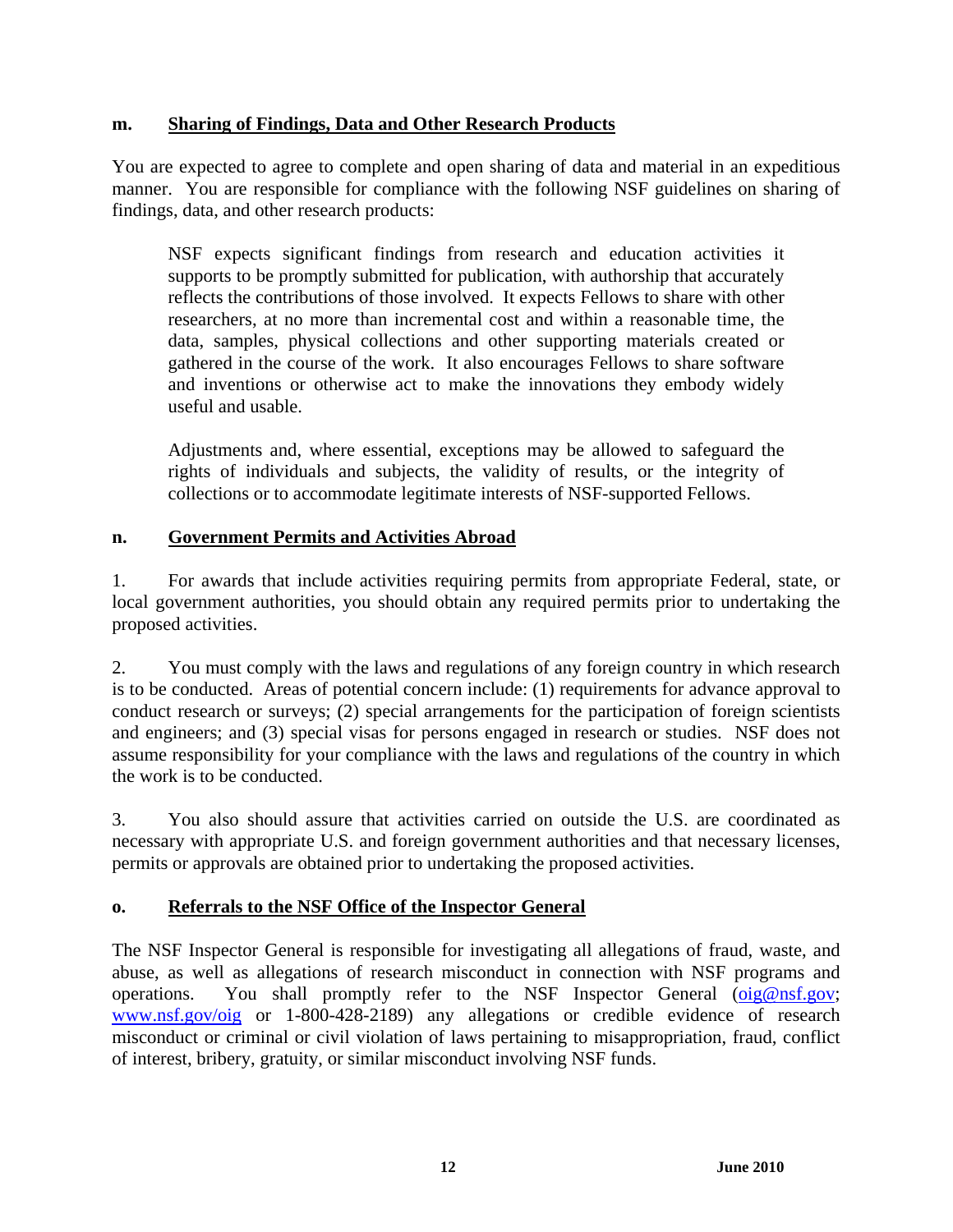### m. <u>Sharing of Findings, Data and Other Research Products</u>

You are expected to agree to complete and open sharing of data and material in an expeditious manner. You are responsible for compliance with the following NSF guidelines on sharing of findings, data, and other research products:

> NSF expects significant findings from research and education activities it supports to be promptly submitted for publication, with authorship that accurately reflects the contributions of those involved. It expects Fellows to share with other researchers, at no more than incremental cost and within a reasonable time, the data, samples, physical collections and other supporting materials created or gathered in the course of the work. It also encourages Fellows to share software and inventions or otherwise act to make the innovations they embody widely useful and usable.
>
> Adjustments and, where essential, exceptions may be allowed to safeguard the rights of individuals and subjects, the validity of results, or the integrity of collections or to accommodate legitimate interests of NSF-supported Fellows.

### n. <u>Government Permits and Activities Abroad</u>

1. For awards that include activities requiring permits from appropriate Federal, state, or local government authorities, you should obtain any required permits prior to undertaking the proposed activities.

2. You must comply with the laws and regulations of any foreign country in which research is to be conducted. Areas of potential concern include: (1) requirements for advance approval to conduct research or surveys; (2) special arrangements for the participation of foreign scientists and engineers; and (3) special visas for persons engaged in research or studies. NSF does not assume responsibility for your compliance with the laws and regulations of the country in which the work is to be conducted.

3. You also should assure that activities carried on outside the U.S. are coordinated as necessary with appropriate U.S. and foreign government authorities and that necessary licenses, permits or approvals are obtained prior to undertaking the proposed activities.

### o. <u>Referrals to the NSF Office of the Inspector General</u>

The NSF Inspector General is responsible for investigating all allegations of fraud, waste, and abuse, as well as allegations of research misconduct in connection with NSF programs and operations. You shall promptly refer to the NSF Inspector General (oig@nsf.gov; www.nsf.gov/oig or 1-800-428-2189) any allegations or credible evidence of research misconduct or criminal or civil violation of laws pertaining to misappropriation, fraud, conflict of interest, bribery, gratuity, or similar misconduct involving NSF funds.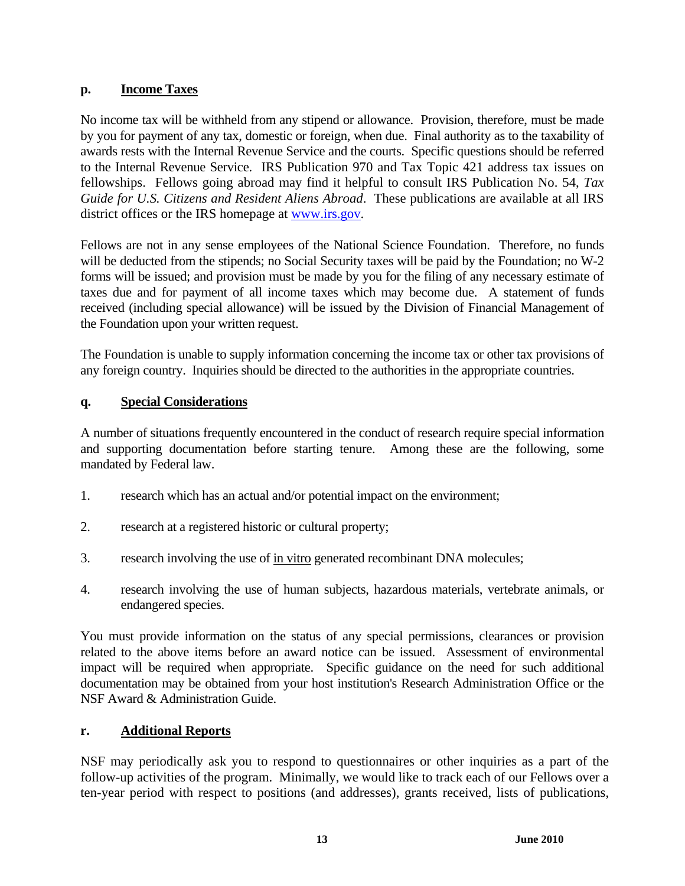### p. **Income Taxes**

No income tax will be withheld from any stipend or allowance. Provision, therefore, must be made by you for payment of any tax, domestic or foreign, when due. Final authority as to the taxability of awards rests with the Internal Revenue Service and the courts. Specific questions should be referred to the Internal Revenue Service. IRS Publication 970 and Tax Topic 421 address tax issues on fellowships. Fellows going abroad may find it helpful to consult IRS Publication No. 54, *Tax Guide for U.S. Citizens and Resident Aliens Abroad*. These publications are available at all IRS district offices or the IRS homepage at [www.irs.gov](http://www.irs.gov).

Fellows are not in any sense employees of the National Science Foundation. Therefore, no funds will be deducted from the stipends; no Social Security taxes will be paid by the Foundation; no W-2 forms will be issued; and provision must be made by you for the filing of any necessary estimate of taxes due and for payment of all income taxes which may become due. A statement of funds received (including special allowance) will be issued by the Division of Financial Management of the Foundation upon your written request.

The Foundation is unable to supply information concerning the income tax or other tax provisions of any foreign country. Inquiries should be directed to the authorities in the appropriate countries.

### q. **Special Considerations**

A number of situations frequently encountered in the conduct of research require special information and supporting documentation before starting tenure. Among these are the following, some mandated by Federal law.

1. research which has an actual and/or potential impact on the environment;
2. research at a registered historic or cultural property;
3. research involving the use of in vitro generated recombinant DNA molecules;
4. research involving the use of human subjects, hazardous materials, vertebrate animals, or endangered species.

You must provide information on the status of any special permissions, clearances or provision related to the above items before an award notice can be issued. Assessment of environmental impact will be required when appropriate. Specific guidance on the need for such additional documentation may be obtained from your host institution's Research Administration Office or the NSF Award & Administration Guide.

### r. **Additional Reports**

NSF may periodically ask you to respond to questionnaires or other inquiries as a part of the follow-up activities of the program. Minimally, we would like to track each of our Fellows over a ten-year period with respect to positions (and addresses), grants received, lists of publications,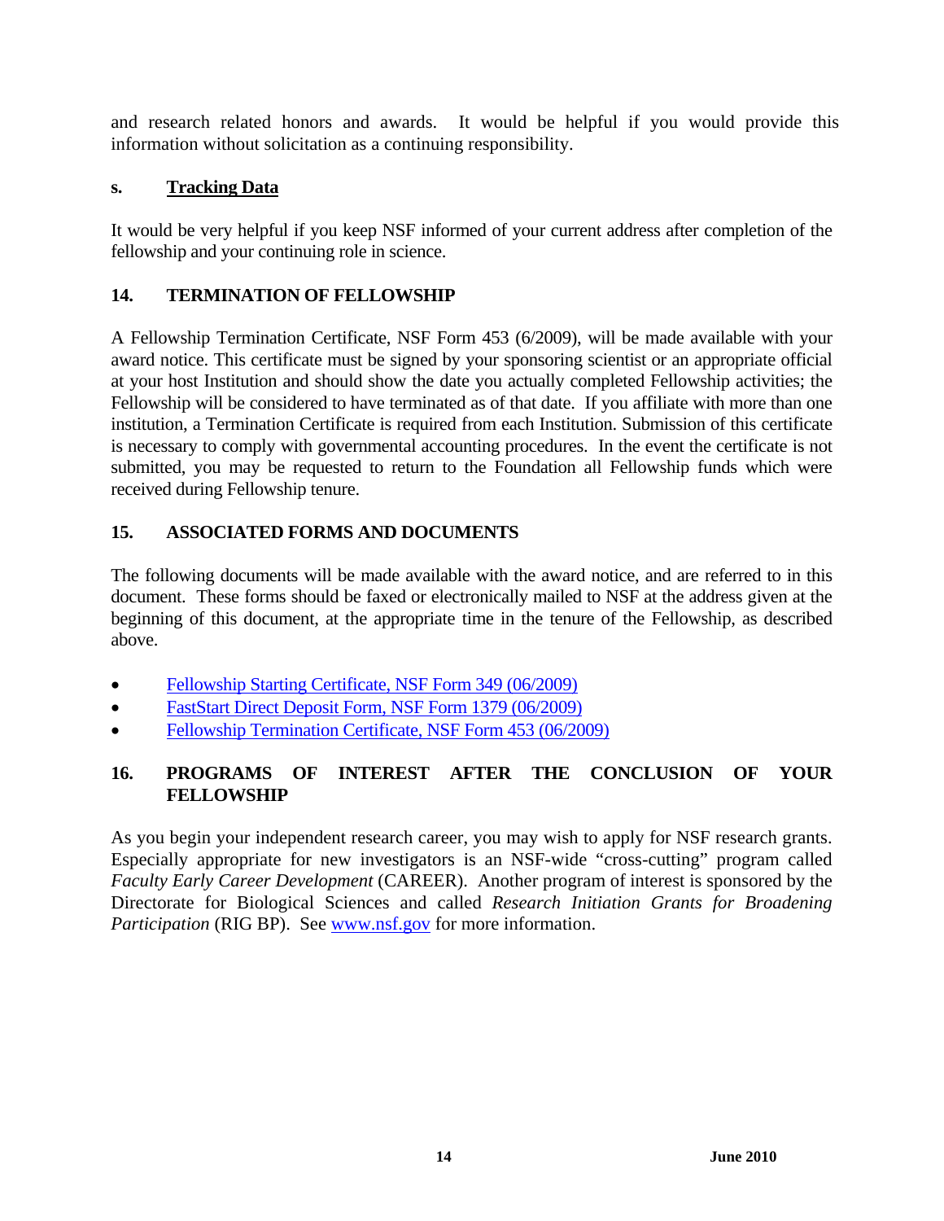and research related honors and awards. It would be helpful if you would provide this information without solicitation as a continuing responsibility.

**s. <u>Tracking Data</u>**

It would be very helpful if you keep NSF informed of your current address after completion of the fellowship and your continuing role in science.

## 14. TERMINATION OF FELLOWSHIP

A Fellowship Termination Certificate, NSF Form 453 (6/2009), will be made available with your award notice. This certificate must be signed by your sponsoring scientist or an appropriate official at your host Institution and should show the date you actually completed Fellowship activities; the Fellowship will be considered to have terminated as of that date. If you affiliate with more than one institution, a Termination Certificate is required from each Institution. Submission of this certificate is necessary to comply with governmental accounting procedures. In the event the certificate is not submitted, you may be requested to return to the Foundation all Fellowship funds which were received during Fellowship tenure.

## 15. ASSOCIATED FORMS AND DOCUMENTS

The following documents will be made available with the award notice, and are referred to in this document. These forms should be faxed or electronically mailed to NSF at the address given at the beginning of this document, at the appropriate time in the tenure of the Fellowship, as described above.

- Fellowship Starting Certificate, NSF Form 349 (06/2009)
- FastStart Direct Deposit Form, NSF Form 1379 (06/2009)
- Fellowship Termination Certificate, NSF Form 453 (06/2009)

## 16. PROGRAMS OF INTEREST AFTER THE CONCLUSION OF YOUR FELLOWSHIP

As you begin your independent research career, you may wish to apply for NSF research grants. Especially appropriate for new investigators is an NSF-wide "cross-cutting" program called *Faculty Early Career Development* (CAREER). Another program of interest is sponsored by the Directorate for Biological Sciences and called *Research Initiation Grants for Broadening Participation* (RIG BP). See www.nsf.gov for more information.